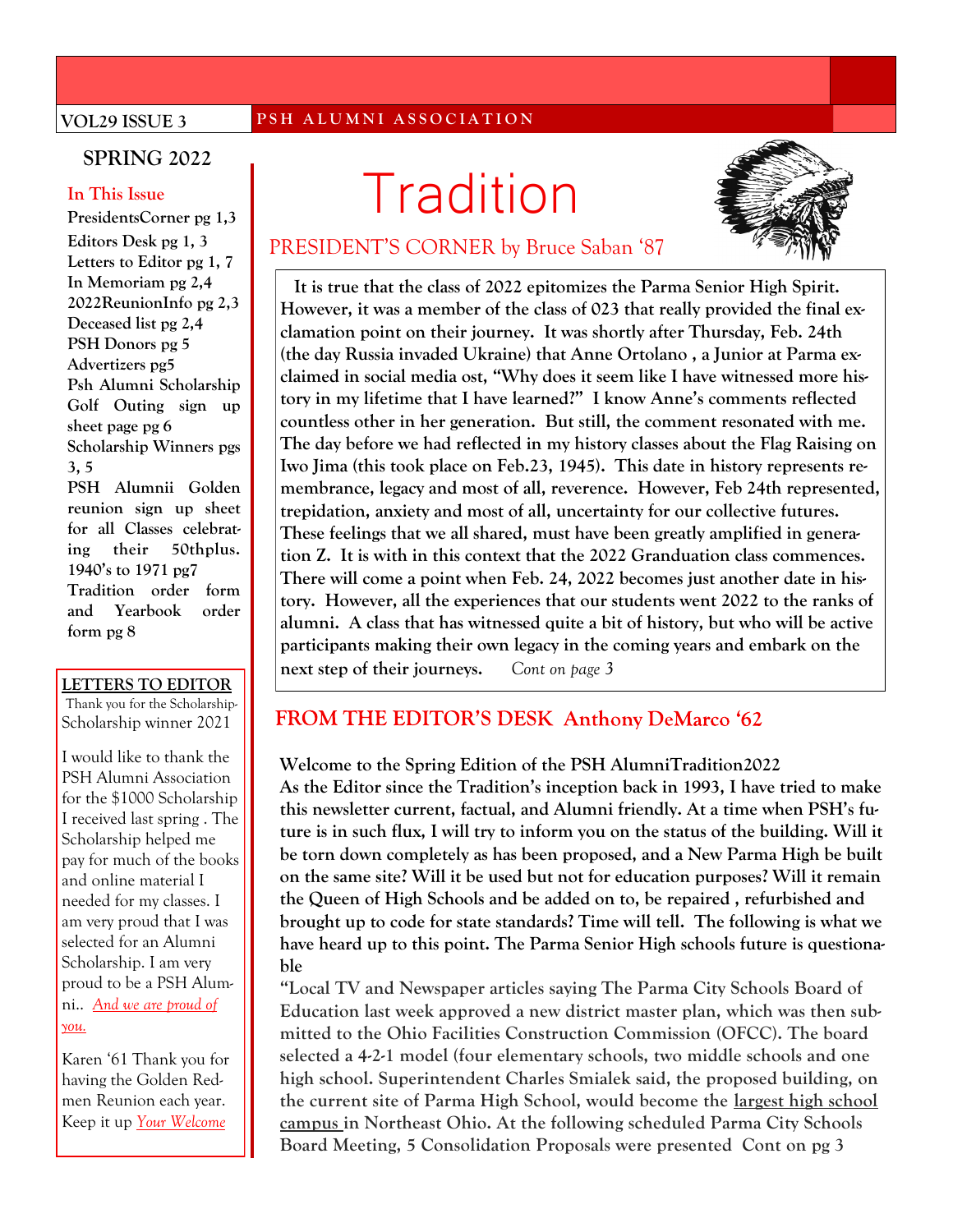VOL29 ISSUE 3 — PSH ALUMNI ASSOCIATION

# Tradition

SPRING 2022

**In This Issue**

**PresidentsCorner pg 1,3**
**Editors Desk pg 1, 3**
**Letters to Editor pg 1, 7**
**In Memoriam pg 2,4**
**2022ReunionInfo pg 2,3**
**Deceased list pg 2,4**
**PSH Donors pg 5**
**Advertizers pg5**
**Psh Alumni Scholarship Golf Outing sign up sheet page pg 6**
**Scholarship Winners pgs 3, 5**
**PSH Alumnii Golden reunion sign up sheet for all Classes celebrating their 50thplus. 1940's to 1971 pg7**
**Tradition order form and Yearbook order form pg 8**

## PRESIDENT'S CORNER by Bruce Saban '87

**It is true that the class of 2022 epitomizes the Parma Senior High Spirit. However, it was a member of the class of 023 that really provided the final exclamation point on their journey. It was shortly after Thursday, Feb. 24th (the day Russia invaded Ukraine) that Anne Ortolano , a Junior at Parma exclaimed in social media ost, "Why does it seem like I have witnessed more history in my lifetime that I have learned?" I know Anne's comments reflected countless other in her generation. But still, the comment resonated with me. The day before we had reflected in my history classes about the Flag Raising on Iwo Jima (this took place on Feb.23, 1945). This date in history represents remembrance, legacy and most of all, reverence. However, Feb 24th represented, trepidation, anxiety and most of all, uncertainty for our collective futures. These feelings that we all shared, must have been greatly amplified in generation Z. It is with in this context that the 2022 Granduation class commences. There will come a point when Feb. 24, 2022 becomes just another date in history. However, all the experiences that our students went 2022 to the ranks of alumni. A class that has witnessed quite a bit of history, but who will be active participants making their own legacy in the coming years and embark on the next step of their journeys.** *Cont on page 3*

## FROM THE EDITOR'S DESK Anthony DeMarco '62

**Welcome to the Spring Edition of the PSH AlumniTradition2022**
**As the Editor since the Tradition's inception back in 1993, I have tried to make this newsletter current, factual, and Alumni friendly. At a time when PSH's future is in such flux, I will try to inform you on the status of the building. Will it be torn down completely as has been proposed, and a New Parma High be built on the same site? Will it be used but not for education purposes? Will it remain the Queen of High Schools and be added on to, be repaired , refurbished and brought up to code for state standards? Time will tell. The following is what we have heard up to this point. The Parma Senior High schools future is questionable**

**"Local TV and Newspaper articles saying The Parma City Schools Board of Education last week approved a new district master plan, which was then submitted to the Ohio Facilities Construction Commission (OFCC). The board selected a 4-2-1 model (four elementary schools, two middle schools and one high school. Superintendent Charles Smialek said, the proposed building, on the current site of Parma High School, would become the largest high school campus in Northeast Ohio. At the following scheduled Parma City Schools Board Meeting, 5 Consolidation Proposals were presented Cont on pg 3**

## LETTERS TO EDITOR

Thank you for the Scholarship-Scholarship winner 2021

I would like to thank the PSH Alumni Association for the $1000 Scholarship I received last spring . The Scholarship helped me pay for much of the books and online material I needed for my classes. I am very proud that I was selected for an Alumni Scholarship. I am very proud to be a PSH Alumni.. *And we are proud of you.*

Karen '61 Thank you for having the Golden Redmen Reunion each year. Keep it up *Your Welcome*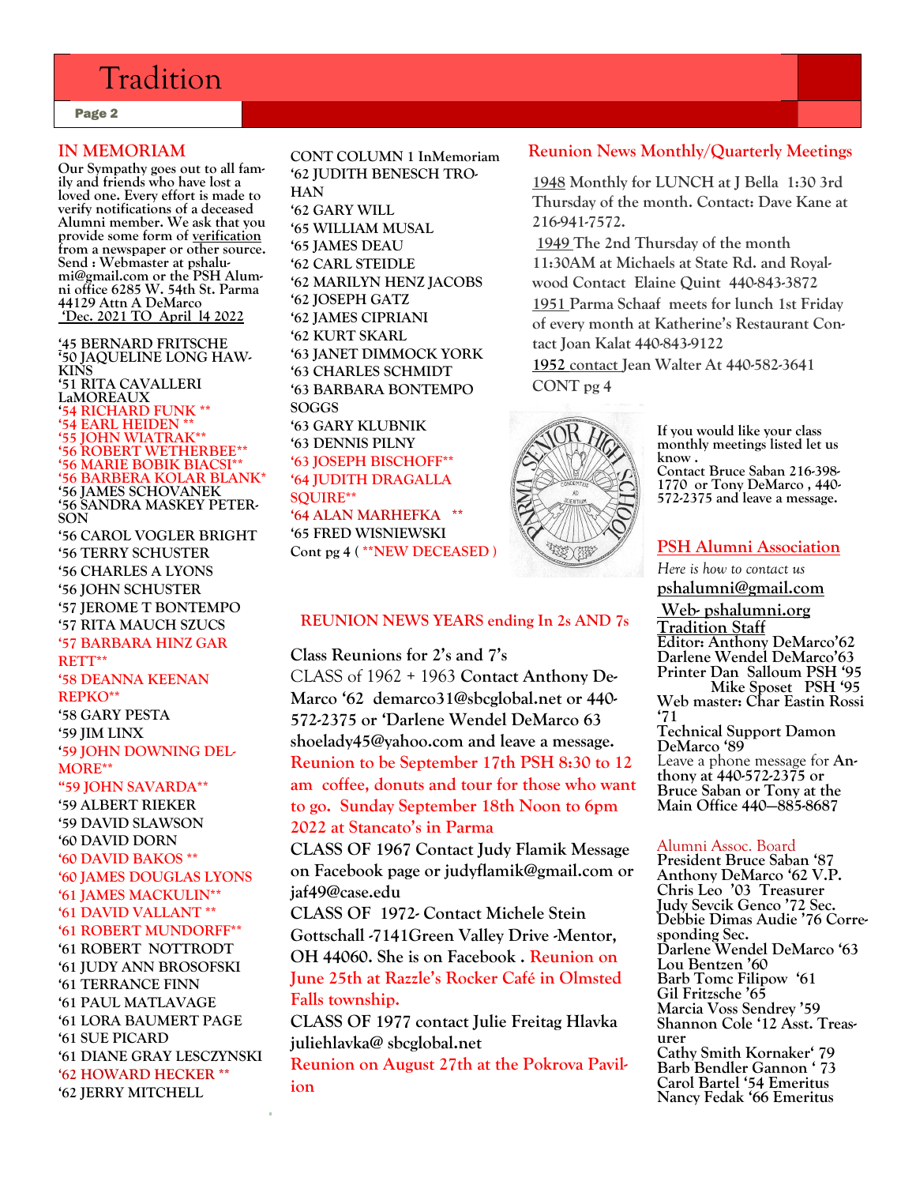## IN MEMORIAM

Our Sympathy goes out to all family and friends who have lost a loved one. Every effort is made to verify notifications of a deceased Alumni member. We ask that you provide some form of verification from a newspaper or other source. Send : Webmaster at pshalumi@gmail.com or the PSH Alumni office 6285 W. 54th St. Parma 44129 Attn A DeMarco

'Dec. 2021 TO April 14 2022

'45 BERNARD FRITSCHE
'50 JAQUELINE LONG HAWKINS
'51 RITA CAVALLERI LaMOREAUX
'54 RICHARD FUNK **
'54 EARL HEIDEN **
'55 JOHN WIATRAK**
'56 ROBERT WETHERBEE**
'56 MARIE BOBIK BIACSI**
'56 BARBERA KOLAR BLANK*
'56 JAMES SCHOVANEK
'56 SANDRA MASKEY PETERSON
'56 CAROL VOGLER BRIGHT
'56 TERRY SCHUSTER
'56 CHARLES A LYONS
'56 JOHN SCHUSTER
'57 JEROME T BONTEMPO
'57 RITA MAUCH SZUCS
'57 BARBARA HINZ GARRETT**
'58 DEANNA KEENAN REPKO**
'58 GARY PESTA
'59 JIM LINX
'59 JOHN DOWNING DELMORE**
"59 JOHN SAVARDA**
'59 ALBERT RIEKER
'59 DAVID SLAWSON
'60 DAVID DORN
'60 DAVID BAKOS **
'60 JAMES DOUGLAS LYONS
'61 JAMES MACKULIN**
'61 DAVID VALLANT **
'61 ROBERT MUNDORFF**
'61 ROBERT NOTTRODT
'61 JUDY ANN BROSOFSKI
'61 TERRANCE FINN
'61 PAUL MATLAVAGE
'61 LORA BAUMERT PAGE
'61 SUE PICARD
'61 DIANE GRAY LESCZYNSKI
'62 HOWARD HECKER **
'62 JERRY MITCHELL

CONT COLUMN 1 InMemoriam

'62 JUDITH BENESCH TROHAN
'62 GARY WILL
'65 WILLIAM MUSAL
'65 JAMES DEAU
'62 CARL STEIDLE
'62 MARILYN HENZ JACOBS
'62 JOSEPH GATZ
'62 JAMES CIPRIANI
'62 KURT SKARL
'63 JANET DIMMOCK YORK
'63 CHARLES SCHMIDT
'63 BARBARA BONTEMPO SOGGS
'63 GARY KLUBNIK
'63 DENNIS PILNY
'63 JOSEPH BISCHOFF**
'64 JUDITH DRAGALLA SQUIRE**
'64 ALAN MARHEFKA **
'65 FRED WISNIEWSKI

Cont pg 4 ( **NEW DECEASED )

## Reunion News Monthly/Quarterly Meetings

1948 Monthly for LUNCH at J Bella 1:30 3rd Thursday of the month. Contact: Dave Kane at 216-941-7572.

1949 The 2nd Thursday of the month 11:30AM at Michaels at State Rd. and Royalwood Contact Elaine Quint 440-843-3872

1951 Parma Schaaf meets for lunch 1st Friday of every month at Katherine's Restaurant Contact Joan Kalat 440-843-9122

1952 contact Jean Walter At 440-582-3641

CONT pg 4

If you would like your class monthly meetings listed let us know .
Contact Bruce Saban 216-398-1770 or Tony DeMarco , 440-572-2375 and leave a message.

## REUNION NEWS YEARS ending In 2s AND 7s

**Class Reunions for 2's and 7's**

CLASS of 1962 + 1963 **Contact Anthony DeMarco '62 demarco31@sbcglobal.net or 440-572-2375 or 'Darlene Wendel DeMarco 63 shoelady45@yahoo.com and leave a message.**

Reunion to be September 17th PSH 8:30 to 12 am coffee, donuts and tour for those who want to go. Sunday September 18th Noon to 6pm 2022 at Stancato's in Parma

**CLASS OF 1967 Contact Judy Flamik Message on Facebook page or judyflamik@gmail.com or jaf49@case.edu**

**CLASS OF 1972- Contact Michele Stein Gottschall -7141Green Valley Drive -Mentor, OH 44060. She is on Facebook .** Reunion on June 25th at Razzle's Rocker Café in Olmsted Falls township.

**CLASS OF 1977 contact Julie Freitag Hlavka juliehlavka@ sbcglobal.net**

Reunion on August 27th at the Pokrova Pavilion

## PSH Alumni Association

*Here is how to contact us*

**pshalumni@gmail.com**

**Web- pshalumni.org**

**Tradition Staff**

**Editor: Anthony DeMarco'62**
**Darlene Wendel DeMarco'63**
**Printer Dan Salloum PSH '95**
**Mike Sposet PSH '95**
**Web master: Char Eastin Rossi '71**
**Technical Support Damon DeMarco '89**

Leave a phone message for **Anthony at 440-572-2375 or Bruce Saban or Tony at the Main Office 440—885-8687**

### Alumni Assoc. Board

**President Bruce Saban '87**
**Anthony DeMarco '62 V.P.**
**Chris Leo '03 Treasurer**
**Judy Sevcik Genco '72 Sec.**
**Debbie Dimas Audie '76 Corresponding Sec.**
**Darlene Wendel DeMarco '63**
**Lou Bentzen '60**
**Barb Tomc Filipow '61**
**Gil Fritzsche '65**
**Marcia Voss Sendrey '59**
**Shannon Cole '12 Asst. Treasurer**
**Cathy Smith Kornaker' 79**
**Barb Bendler Gannon ' 73**
**Carol Bartel '54 Emeritus**
**Nancy Fedak '66 Emeritus**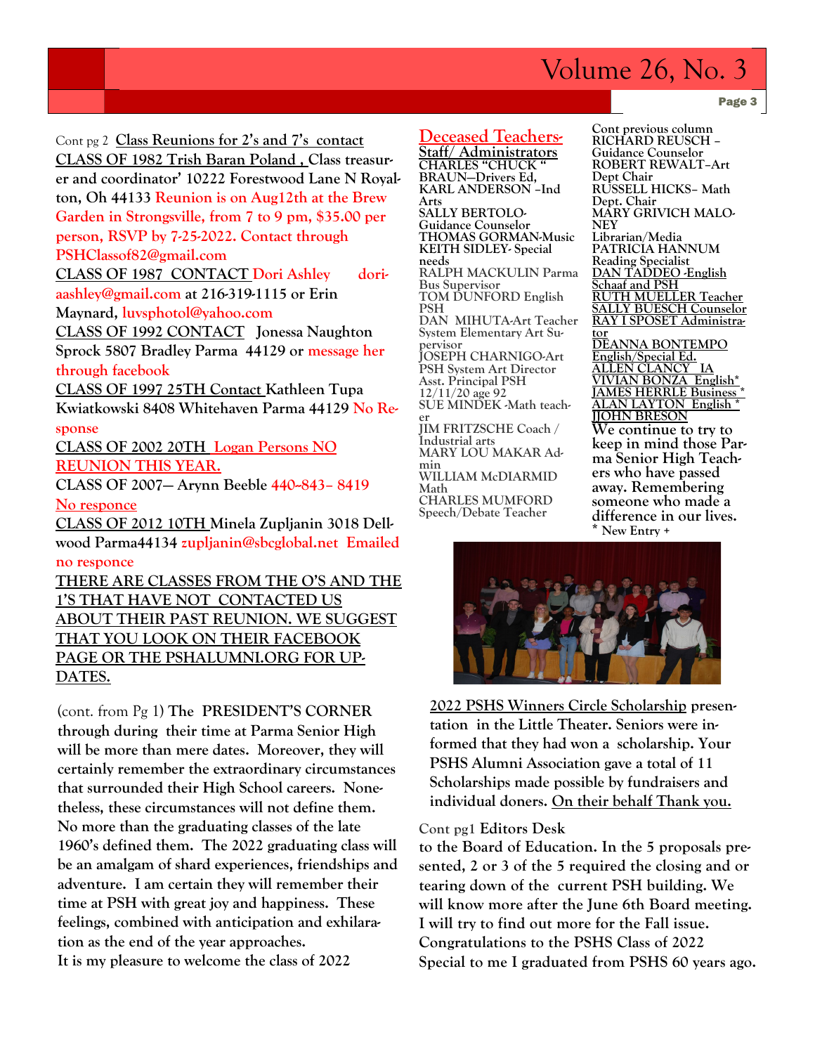Cont pg 2 **Class Reunions for 2's and 7's contact**

**CLASS OF 1982 Trish Baran Poland , Class treasurer and coordinator' 10222 Forestwood Lane N Royalton, Oh 44133 Reunion is on Aug12th at the Brew Garden in Strongsville, from 7 to 9 pm, $35.00 per person, RSVP by 7-25-2022. Contact through PSHClassof82@gmail.com**

**CLASS OF 1987 CONTACT Dori Ashley doriaashley@gmail.com at 216-319-1115 or Erin Maynard, luvsphotol@yahoo.com**

**CLASS OF 1992 CONTACT Jonessa Naughton Sprock 5807 Bradley Parma 44129 or message her through facebook**

**CLASS OF 1997 25TH Contact Kathleen Tupa Kwiatkowski 8408 Whitehaven Parma 44129 No Response**

**CLASS OF 2002 20TH Logan Persons NO REUNION THIS YEAR.**

**CLASS OF 2007— Arynn Beeble 440–843– 8419 No responce**

**CLASS OF 2012 10TH Minela Zupljanin 3018 Dellwood Parma44134 zupljanin@sbcglobal.net Emailed no responce**

**THERE ARE CLASSES FROM THE O'S AND THE 1'S THAT HAVE NOT CONTACTED US ABOUT THEIR PAST REUNION. WE SUGGEST THAT YOU LOOK ON THEIR FACEBOOK PAGE OR THE PSHALUMNI.ORG FOR UPDATES.**

(cont. from Pg 1) **The PRESIDENT'S CORNER through during their time at Parma Senior High will be more than mere dates. Moreover, they will certainly remember the extraordinary circumstances that surrounded their High School careers. Nonetheless, these circumstances will not define them. No more than the graduating classes of the late 1960's defined them. The 2022 graduating class will be an amalgam of shard experiences, friendships and adventure. I am certain they will remember their time at PSH with great joy and happiness. These feelings, combined with anticipation and exhilaration as the end of the year approaches. It is my pleasure to welcome the class of 2022**

## Deceased Teachers-Staff/ Administrators

CHARLES "CHUCK " BRAUN—Drivers Ed,
KARL ANDERSON –Ind Arts
SALLY BERTOLO-Guidance Counselor
THOMAS GORMAN-Music
KEITH SIDLEY- Special needs
RALPH MACKULIN Parma Bus Supervisor
TOM DUNFORD English PSH
DAN MIHUTA-Art Teacher System Elementary Art Supervisor
JOSEPH CHARNIGO-Art PSH System Art Director Asst. Principal PSH 12/11/20 age 92
SUE MINDEK -Math teacher
JIM FRITZSCHE Coach / Industrial arts
MARY LOU MAKAR Admin
WILLIAM McDIARMID Math
CHARLES MUMFORD Speech/Debate Teacher

Cont previous column
RICHARD REUSCH – Guidance Counselor
ROBERT REWALT–Art Dept Chair
RUSSELL HICKS– Math Dept. Chair
MARY GRIVICH MALONEY Librarian/Media
PATRICIA HANNUM Reading Specialist
DAN TADDEO -English Schaaf and PSH
RUTH MUELLER Teacher
SALLY BUESCH Counselor
RAY I SPOSET Administrator
DEANNA BONTEMPO English/Special Ed.
ALLEN CLANCY IA
VIVIAN BONZA English*
JAMES HERRLE Business *
ALAN LAYTON English *
JJOHN BRESON

**We continue to try to keep in mind those Parma Senior High Teachers who have passed away. Remembering someone who made a difference in our lives.**

\* New Entry +

**2022 PSHS Winners Circle Scholarship presentation in the Little Theater. Seniors were informed that they had won a scholarship. Your PSHS Alumni Association gave a total of 11 Scholarships made possible by fundraisers and individual doners. On their behalf Thank you.**

Cont pg1 **Editors Desk**

**to the Board of Education. In the 5 proposals presented, 2 or 3 of the 5 required the closing and or tearing down of the current PSH building. We will know more after the June 6th Board meeting. I will try to find out more for the Fall issue. Congratulations to the PSHS Class of 2022 Special to me I graduated from PSHS 60 years ago.**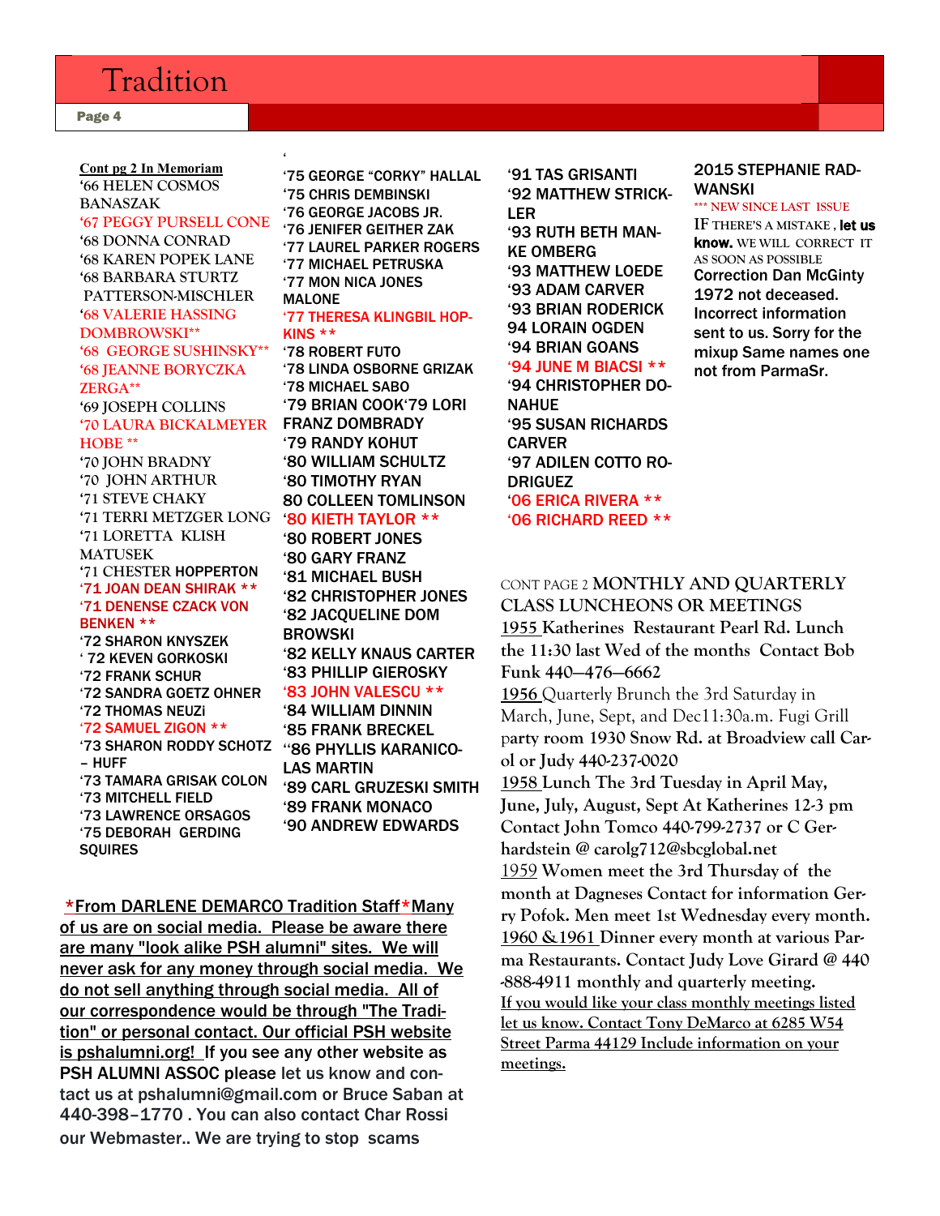**Cont pg 2 In Memoriam**

'66 HELEN COSMOS BANASZAK
'67 PEGGY PURSELL CONE
'68 DONNA CONRAD
'68 KAREN POPEK LANE
'68 BARBARA STURTZ PATTERSON-MISCHLER
'68 VALERIE HASSING DOMBROWSKI**
'68 GEORGE SUSHINSKY**
'68 JEANNE BORYCZKA ZERGA**
'69 JOSEPH COLLINS
'70 LAURA BICKALMEYER HOBE **
'70 JOHN BRADNY
'70 JOHN ARTHUR
'71 STEVE CHAKY
'71 TERRI METZGER LONG
'71 LORETTA KLISH MATUSEK
'71 CHESTER HOPPERTON
'71 JOAN DEAN SHIRAK **
'71 DENENSE CZACK VON BENKEN **
'72 SHARON KNYSZEK
' 72 KEVEN GORKOSKI
'72 FRANK SCHUR
'72 SANDRA GOETZ OHNER
'72 THOMAS NEUZi
'72 SAMUEL ZIGON **
'73 SHARON RODDY SCHOTZ – HUFF
'73 TAMARA GRISAK COLON
'73 MITCHELL FIELD
'73 LAWRENCE ORSAGOS
'75 DEBORAH GERDING SQUIRES
'75 GEORGE "CORKY" HALLAL
'75 CHRIS DEMBINSKI
'76 GEORGE JACOBS JR.
'76 JENIFER GEITHER ZAK
'77 LAUREL PARKER ROGERS
'77 MICHAEL PETRUSKA
'77 MON NICA JONES MALONE
'77 THERESA KLINGBIL HOPKINS **
'78 ROBERT FUTO
'78 LINDA OSBORNE GRIZAK
'78 MICHAEL SABO
'79 BRIAN COOK'79 LORI FRANZ DOMBRADY
'79 RANDY KOHUT
'80 WILLIAM SCHULTZ
'80 TIMOTHY RYAN
80 COLLEEN TOMLINSON
'80 KIETH TAYLOR **
'80 ROBERT JONES
'80 GARY FRANZ
'81 MICHAEL BUSH
'82 CHRISTOPHER JONES
'82 JACQUELINE DOM BROWSKI
'82 KELLY KNAUS CARTER
'83 PHILLIP GIEROSKY
'83 JOHN VALESCU **
'84 WILLIAM DINNIN
'85 FRANK BRECKEL
''86 PHYLLIS KARANICOLAS MARTIN
'89 CARL GRUZESKI SMITH
'89 FRANK MONACO
'90 ANDREW EDWARDS
'91 TAS GRISANTI
'92 MATTHEW STRICKLER
'93 RUTH BETH MANKE OMBERG
'93 MATTHEW LOEDE
'93 ADAM CARVER
'93 BRIAN RODERICK
94 LORAIN OGDEN
'94 BRIAN GOANS
'94 JUNE M BIACSI **
'94 CHRISTOPHER DONAHUE
'95 SUSAN RICHARDS CARVER
'97 ADILEN COTTO RODRIGUEZ
'06 ERICA RIVERA **
'06 RICHARD REED **
2015 STEPHANIE RADWANSKI

*** NEW SINCE LAST ISSUE

IF THERE'S A MISTAKE , **let us know.** WE WILL CORRECT IT AS SOON AS POSSIBLE

Correction Dan McGinty 1972 not deceased. Incorrect information sent to us. Sorry for the mixup Same names one not from ParmaSr.

*From DARLENE DEMARCO Tradition Staff*Many of us are on social media. Please be aware there are many "look alike PSH alumni" sites. We will never ask for any money through social media. We do not sell anything through social media. All of our correspondence would be through "The Tradition" or personal contact. Our official PSH website is pshalumni.org! If you see any other website as PSH ALUMNI ASSOC please let us know and contact us at pshalumni@gmail.com or Bruce Saban at 440-398–1770 . You can also contact Char Rossi our Webmaster.. We are trying to stop scams

CONT PAGE 2 **MONTHLY AND QUARTERLY CLASS LUNCHEONS OR MEETINGS**

**1955 Katherines Restaurant Pearl Rd. Lunch the 11:30 last Wed of the months Contact Bob Funk 440—476—6662**

1956 Quarterly Brunch the 3rd Saturday in March, June, Sept, and Dec11:30a.m. Fugi Grill party room 1930 Snow Rd. at Broadview call Carol or Judy 440-237-0020

**1958 Lunch The 3rd Tuesday in April May, June, July, August, Sept At Katherines 12-3 pm Contact John Tomco 440-799-2737 or C Gerhardstein @ carolg712@sbcglobal.net**

**1959 Women meet the 3rd Thursday of the month at Dagneses Contact for information Gerry Pofok. Men meet 1st Wednesday every month.**

**1960 &1961 Dinner every month at various Parma Restaurants. Contact Judy Love Girard @ 440-888-4911 monthly and quarterly meeting.**

If you would like your class monthly meetings listed let us know. Contact Tony DeMarco at 6285 W54 Street Parma 44129 Include information on your meetings.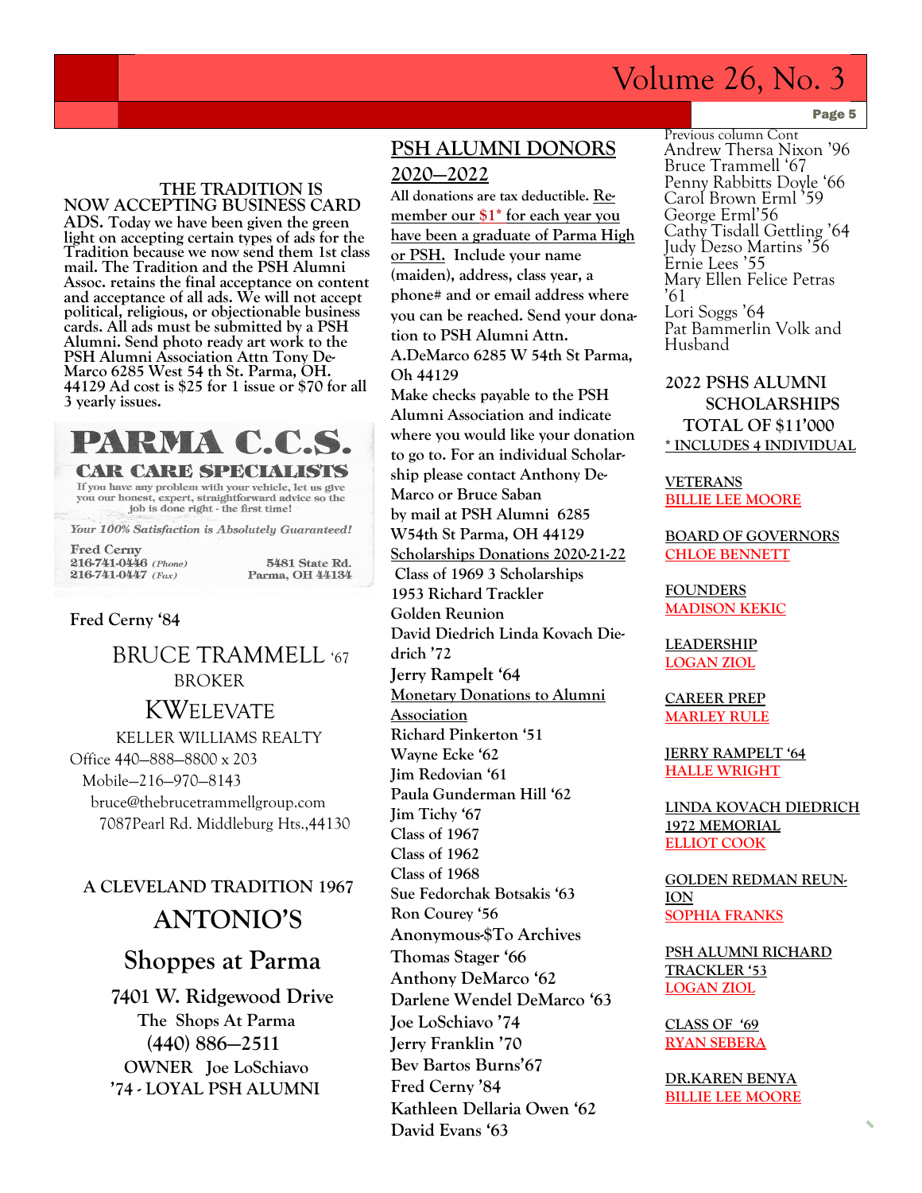**THE TRADITION IS NOW ACCEPTING BUSINESS CARD ADS.** Today we have been given the green light on accepting certain types of ads for the Tradition because we now send them 1st class mail. The Tradition and the PSH Alumni Assoc. retains the final acceptance on content and acceptance of all ads. We will not accept political, religious, or objectionable business cards. All ads must be submitted by a PSH Alumni. Send photo ready art work to the PSH Alumni Association Attn Tony DeMarco 6285 West 54 th St. Parma, OH. 44129 Ad cost is $25 for 1 issue or $70 for all 3 yearly issues.

**PARMA C.C.S.**
**CAR CARE SPECIALISTS**
If you have any problem with your vehicle, let us give you our honest, expert, straightforward advice so the job is done right - the first time!
*Your 100% Satisfaction is Absolutely Guaranteed!*
Fred Cerny
216-741-0446 (Phone)
216-741-0447 (Fax)
5481 State Rd.
Parma, OH 44134

**Fred Cerny '84**

BRUCE TRAMMELL '67
BROKER
KWELEVATE
KELLER WILLIAMS REALTY
Office 440—888—8800 x 203
Mobile—216—970—8143
bruce@thebrucetrammellgroup.com
7087Pearl Rd. Middleburg Hts.,44130

**A CLEVELAND TRADITION 1967**

**ANTONIO'S**

**Shoppes at Parma**

**7401 W. Ridgewood Drive**
**The Shops At Parma**
**(440) 886—2511**
**OWNER Joe LoSchiavo**
**'74 - LOYAL PSH ALUMNI**

## PSH ALUMNI DONORS 2020—2022

**All donations are tax deductible. Remember our $1\* for each year you have been a graduate of Parma High or PSH. Include your name (maiden), address, class year, a phone# and or email address where you can be reached. Send your donation to PSH Alumni Attn. A.DeMarco 6285 W 54th St Parma, Oh 44129**
**Make checks payable to the PSH Alumni Association and indicate where you would like your donation to go to. For an individual Scholarship please contact Anthony DeMarco or Bruce Saban by mail at PSH Alumni 6285 W54th St Parma, OH 44129**

**Scholarships Donations 2020-21-22**
**Class of 1969 3 Scholarships**
**1953 Richard Trackler**
**Golden Reunion**
**David Diedrich Linda Kovach Diedrich '72**
**Jerry Rampelt '64**

**Monetary Donations to Alumni Association**
**Richard Pinkerton '51**
**Wayne Ecke '62**
**Jim Redovian '61**
**Paula Gunderman Hill '62**
**Jim Tichy '67**
**Class of 1967**
**Class of 1962**
**Class of 1968**
**Sue Fedorchak Botsakis '63**
**Ron Courey '56**
**Anonymous-$To Archives**
**Thomas Stager '66**
**Anthony DeMarco '62**
**Darlene Wendel DeMarco '63**
**Joe LoSchiavo '74**
**Jerry Franklin '70**
**Bev Bartos Burns'67**
**Fred Cerny '84**
**Kathleen Dellaria Owen '62**
**David Evans '63**

Previous column Cont
Andrew Thersa Nixon '96
Bruce Trammell '67
Penny Rabbitts Doyle '66
Carol Brown Erml '59
George Erml'56
Cathy Tisdall Gettling '64
Judy Dezso Martins '56
Ernie Lees '55
Mary Ellen Felice Petras '61
Lori Soggs '64
Pat Bammerlin Volk and Husband

**2022 PSHS ALUMNI SCHOLARSHIPS TOTAL OF $11'000**
**\* INCLUDES 4 INDIVIDUAL**

**VETERANS**
**BILLIE LEE MOORE**

**BOARD OF GOVERNORS**
**CHLOE BENNETT**

**FOUNDERS**
**MADISON KEKIC**

**LEADERSHIP**
**LOGAN ZIOL**

**CAREER PREP**
**MARLEY RULE**

**JERRY RAMPELT '64**
**HALLE WRIGHT**

**LINDA KOVACH DIEDRICH 1972 MEMORIAL**
**ELLIOT COOK**

**GOLDEN REDMAN REUNION**
**SOPHIA FRANKS**

**PSH ALUMNI RICHARD TRACKLER '53**
**LOGAN ZIOL**

**CLASS OF '69**
**RYAN SEBERA**

**DR.KAREN BENYA**
**BILLIE LEE MOORE**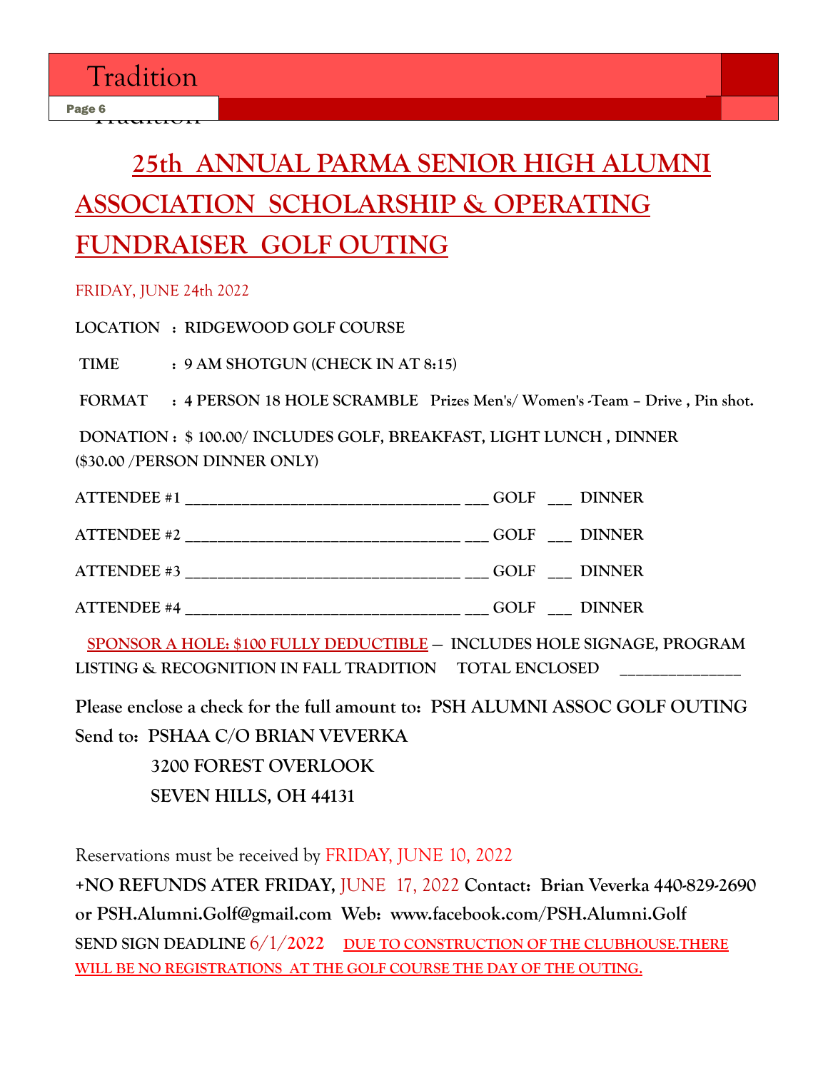# 25th ANNUAL PARMA SENIOR HIGH ALUMNI ASSOCIATION SCHOLARSHIP & OPERATING FUNDRAISER GOLF OUTING

FRIDAY, JUNE 24th 2022

**LOCATION : RIDGEWOOD GOLF COURSE**

**TIME : 9 AM SHOTGUN (CHECK IN AT 8:15)**

**FORMAT : 4 PERSON 18 HOLE SCRAMBLE Prizes Men's/ Women's -Team – Drive , Pin shot.**

**DONATION : $ 100.00/ INCLUDES GOLF, BREAKFAST, LIGHT LUNCH , DINNER ($30.00 /PERSON DINNER ONLY)**

**ATTENDEE #1 __________________________________ ___ GOLF ___ DINNER**

**ATTENDEE #2 __________________________________ ___ GOLF ___ DINNER**

**ATTENDEE #3 __________________________________ ___ GOLF ___ DINNER**

**ATTENDEE #4 __________________________________ ___ GOLF ___ DINNER**

**SPONSOR A HOLE: $100 FULLY DEDUCTIBLE — INCLUDES HOLE SIGNAGE, PROGRAM LISTING & RECOGNITION IN FALL TRADITION TOTAL ENCLOSED _______________**

**Please enclose a check for the full amount to: PSH ALUMNI ASSOC GOLF OUTING**

**Send to: PSHAA C/O BRIAN VEVERKA**
**3200 FOREST OVERLOOK**
**SEVEN HILLS, OH 44131**

Reservations must be received by FRIDAY, JUNE 10, 2022

**+NO REFUNDS ATER FRIDAY,** JUNE 17, 2022 **Contact: Brian Veverka 440-829-2690 or PSH.Alumni.Golf@gmail.com Web: www.facebook.com/PSH.Alumni.Golf**

**SEND SIGN DEADLINE** 6/1/2022 **DUE TO CONSTRUCTION OF THE CLUBHOUSE.THERE WILL BE NO REGISTRATIONS AT THE GOLF COURSE THE DAY OF THE OUTING.**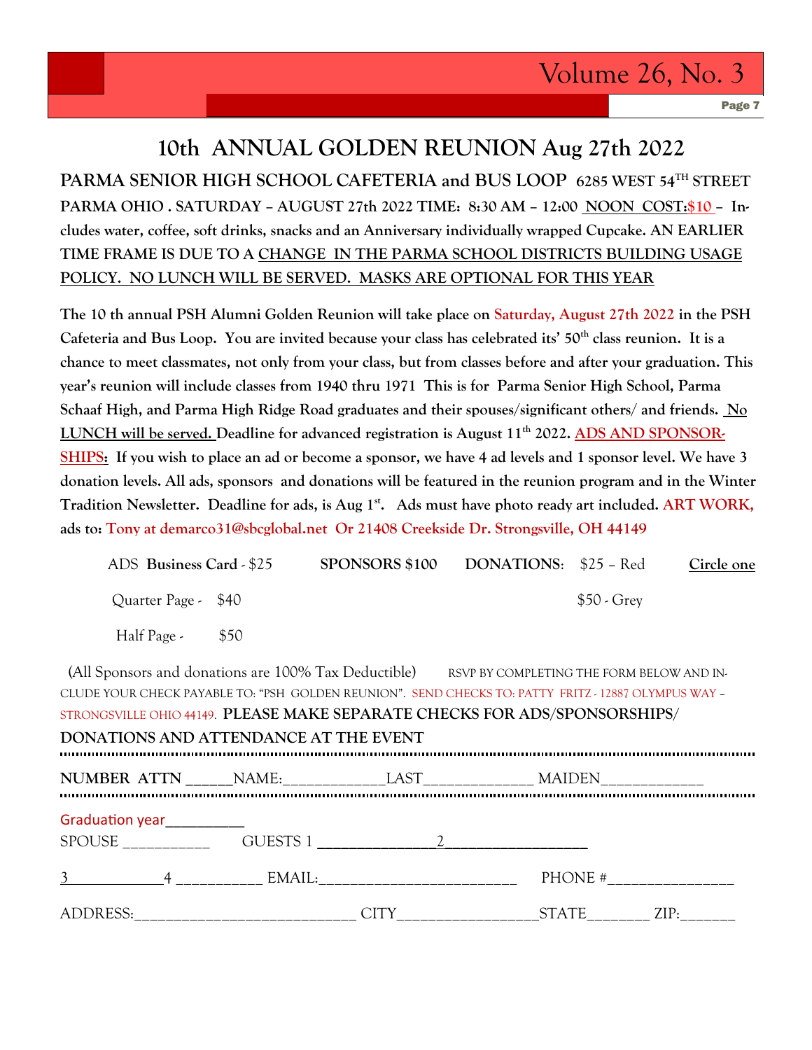# 10th ANNUAL GOLDEN REUNION Aug 27th 2022

**PARMA SENIOR HIGH SCHOOL CAFETERIA and BUS LOOP 6285 WEST 54TH STREET PARMA OHIO . SATURDAY – AUGUST 27th 2022 TIME: 8:30 AM – 12:00 NOON COST: $10 – Includes water, coffee, soft drinks, snacks and an Anniversary individually wrapped Cupcake. AN EARLIER TIME FRAME IS DUE TO A CHANGE IN THE PARMA SCHOOL DISTRICTS BUILDING USAGE POLICY. NO LUNCH WILL BE SERVED. MASKS ARE OPTIONAL FOR THIS YEAR**

**The 10 th annual PSH Alumni Golden Reunion will take place on Saturday, August 27th 2022 in the PSH Cafeteria and Bus Loop. You are invited because your class has celebrated its' 50th class reunion. It is a chance to meet classmates, not only from your class, but from classes before and after your graduation. This year's reunion will include classes from 1940 thru 1971 This is for Parma Senior High School, Parma Schaaf High, and Parma High Ridge Road graduates and their spouses/significant others/ and friends. No LUNCH will be served. Deadline for advanced registration is August 11th 2022. ADS AND SPONSORSHIPS: If you wish to place an ad or become a sponsor, we have 4 ad levels and 1 sponsor level. We have 3 donation levels. All ads, sponsors and donations will be featured in the reunion program and in the Winter Tradition Newsletter. Deadline for ads, is Aug 1st. Ads must have photo ready art included. ART WORK, ads to: Tony at demarco31@sbcglobal.net Or 21408 Creekside Dr. Strongsville, OH 44149**

| ADS | | SPONSORS | DONATIONS: | | Circle one |
|---|---|---|---|---|---|
| **Business Card** - | $25 | **SPONSORS $100** | | $25 – Red | |
| Quarter Page - | $40 | | | $50 - Grey | |
| Half Page - | $50 | | | | |

(All Sponsors and donations are 100% Tax Deductible) RSVP BY COMPLETING THE FORM BELOW AND INCLUDE YOUR CHECK PAYABLE TO: "PSH GOLDEN REUNION". SEND CHECKS TO: PATTY FRITZ - 12887 OLYMPUS WAY – STRONGSVILLE OHIO 44149. **PLEASE MAKE SEPARATE CHECKS FOR ADS/SPONSORSHIPS/ DONATIONS AND ATTENDANCE AT THE EVENT**

**NUMBER ATTN** ______NAME:_____________LAST______________ MAIDEN_____________

Graduation year__________

SPOUSE ___________ GUESTS 1 _______________2__________________

3____________4 ___________ EMAIL:_________________________ PHONE #________________

ADDRESS:____________________________ CITY_________________STATE________ ZIP:_______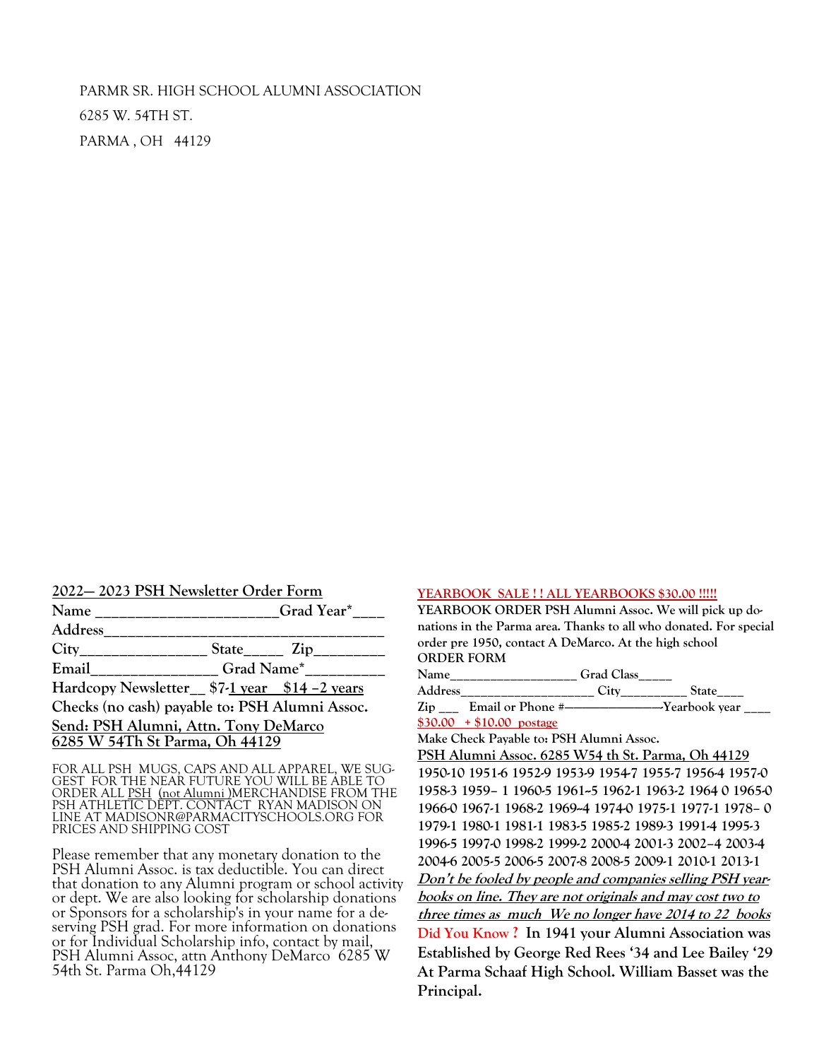PARMR SR. HIGH SCHOOL ALUMNI ASSOCIATION

6285 W. 54TH ST.

PARMA , OH 44129

**2022— 2023 PSH Newsletter Order Form**

**Name ________________________Grad Year*____**

**Address___________________________________**

**City________________ State_____ Zip_________**

**Email________________ Grad Name*__________**

**Hardcopy Newsletter__ $7-1 year $14 –2 years**

**Checks (no cash) payable to: PSH Alumni Assoc.**

**Send: PSH Alumni, Attn. Tony DeMarco**
**6285 W 54Th St Parma, Oh 44129**

FOR ALL PSH MUGS, CAPS AND ALL APPAREL, WE SUGGEST FOR THE NEAR FUTURE YOU WILL BE ABLE TO ORDER ALL PSH (not Alumni )MERCHANDISE FROM THE PSH ATHLETIC DEPT. CONTACT RYAN MADISON ON LINE AT MADISONR@PARMACITYSCHOOLS.ORG FOR PRICES AND SHIPPING COST

Please remember that any monetary donation to the PSH Alumni Assoc. is tax deductible. You can direct that donation to any Alumni program or school activity or dept. We are also looking for scholarship donations or Sponsors for a scholarship's in your name for a deserving PSH grad. For more information on donations or for Individual Scholarship info, contact by mail, PSH Alumni Assoc, attn Anthony DeMarco 6285 W 54th St. Parma Oh,44129

**YEARBOOK SALE ! ! ALL YEARBOOKS $30.00 !!!!!**

**YEARBOOK ORDER PSH Alumni Assoc. We will pick up donations in the Parma area. Thanks to all who donated. For special order pre 1950, contact A DeMarco. At the high school**

**ORDER FORM**

**Name___________________ Grad Class_____**

**Address____________________ City__________ State____**

**Zip ___ Email or Phone #————————-Yearbook year ____**

$30.00 + $10.00 postage

**Make Check Payable to: PSH Alumni Assoc.**

**PSH Alumni Assoc. 6285 W54 th St. Parma, Oh 44129**

**1950-10 1951-6 1952-9 1953-9 1954-7 1955-7 1956-4 1957-0 1958-3 1959– 1 1960-5 1961--5 1962-1 1963-2 1964 0 1965-0 1966-0 1967-1 1968-2 1969--4 1974-0 1975-1 1977-1 1978– 0 1979-1 1980-1 1981-1 1983-5 1985-2 1989-3 1991-4 1995-3 1996-5 1997-0 1998-2 1999-2 2000-4 2001-3 2002–4 2003-4 2004-6 2005-5 2006-5 2007-8 2008-5 2009-1 2010-1 2013-1**

***Don't be fooled by people and companies selling PSH yearbooks on line. They are not originals and may cost two to three times as much We no longer have 2014 to 22 books***

**Did You Know ? In 1941 your Alumni Association was Established by George Red Rees '34 and Lee Bailey '29 At Parma Schaaf High School. William Basset was the Principal.**